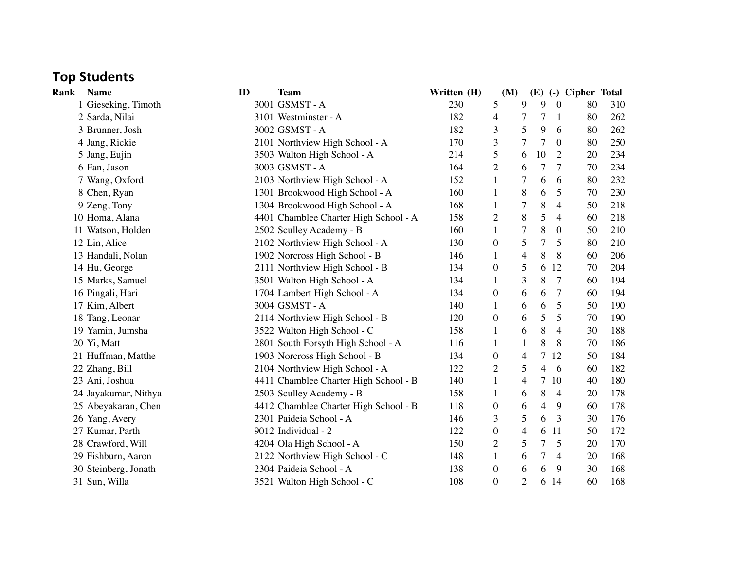## Top Students

| Rank | Name | ID | Team | Written | (H) | (M) | (E) | (-) | Cipher | Total |
|---|---|---|---|---|---|---|---|---|---|---|
| 1 | Gieseking, Timoth | 3001 | GSMST - A | 230 | 5 | 9 | 9 | 0 | 80 | 310 |
| 2 | Sarda, Nilai | 3101 | Westminster - A | 182 | 4 | 7 | 7 | 1 | 80 | 262 |
| 3 | Brunner, Josh | 3002 | GSMST - A | 182 | 3 | 5 | 9 | 6 | 80 | 262 |
| 4 | Jang, Rickie | 2101 | Northview High School - A | 170 | 3 | 7 | 7 | 0 | 80 | 250 |
| 5 | Jang, Eujin | 3503 | Walton High School - A | 214 | 5 | 6 | 10 | 2 | 20 | 234 |
| 6 | Fan, Jason | 3003 | GSMST - A | 164 | 2 | 6 | 7 | 7 | 70 | 234 |
| 7 | Wang, Oxford | 2103 | Northview High School - A | 152 | 1 | 7 | 6 | 6 | 80 | 232 |
| 8 | Chen, Ryan | 1301 | Brookwood High School - A | 160 | 1 | 8 | 6 | 5 | 70 | 230 |
| 9 | Zeng, Tony | 1304 | Brookwood High School - A | 168 | 1 | 7 | 8 | 4 | 50 | 218 |
| 10 | Homa, Alana | 4401 | Chamblee Charter High School - A | 158 | 2 | 8 | 5 | 4 | 60 | 218 |
| 11 | Watson, Holden | 2502 | Sculley Academy - B | 160 | 1 | 7 | 8 | 0 | 50 | 210 |
| 12 | Lin, Alice | 2102 | Northview High School - A | 130 | 0 | 5 | 7 | 5 | 80 | 210 |
| 13 | Handali, Nolan | 1902 | Norcross High School - B | 146 | 1 | 4 | 8 | 8 | 60 | 206 |
| 14 | Hu, George | 2111 | Northview High School - B | 134 | 0 | 5 | 6 | 12 | 70 | 204 |
| 15 | Marks, Samuel | 3501 | Walton High School - A | 134 | 1 | 3 | 8 | 7 | 60 | 194 |
| 16 | Pingali, Hari | 1704 | Lambert High School - A | 134 | 0 | 6 | 6 | 7 | 60 | 194 |
| 17 | Kim, Albert | 3004 | GSMST - A | 140 | 1 | 6 | 6 | 5 | 50 | 190 |
| 18 | Tang, Leonar | 2114 | Northview High School - B | 120 | 0 | 6 | 5 | 5 | 70 | 190 |
| 19 | Yamin, Jumsha | 3522 | Walton High School - C | 158 | 1 | 6 | 8 | 4 | 30 | 188 |
| 20 | Yi, Matt | 2801 | South Forsyth High School - A | 116 | 1 | 1 | 8 | 8 | 70 | 186 |
| 21 | Huffman, Matthe | 1903 | Norcross High School - B | 134 | 0 | 4 | 7 | 12 | 50 | 184 |
| 22 | Zhang, Bill | 2104 | Northview High School - A | 122 | 2 | 5 | 4 | 6 | 60 | 182 |
| 23 | Ani, Joshua | 4411 | Chamblee Charter High School - B | 140 | 1 | 4 | 7 | 10 | 40 | 180 |
| 24 | Jayakumar, Nithya | 2503 | Sculley Academy - B | 158 | 1 | 6 | 8 | 4 | 20 | 178 |
| 25 | Abeyakaran, Chen | 4412 | Chamblee Charter High School - B | 118 | 0 | 6 | 4 | 9 | 60 | 178 |
| 26 | Yang, Avery | 2301 | Paideia School - A | 146 | 3 | 5 | 6 | 3 | 30 | 176 |
| 27 | Kumar, Parth | 9012 | Individual - 2 | 122 | 0 | 4 | 6 | 11 | 50 | 172 |
| 28 | Crawford, Will | 4204 | Ola High School - A | 150 | 2 | 5 | 7 | 5 | 20 | 170 |
| 29 | Fishburn, Aaron | 2122 | Northview High School - C | 148 | 1 | 6 | 7 | 4 | 20 | 168 |
| 30 | Steinberg, Jonath | 2304 | Paideia School - A | 138 | 0 | 6 | 6 | 9 | 30 | 168 |
| 31 | Sun, Willa | 3521 | Walton High School - C | 108 | 0 | 2 | 6 | 14 | 60 | 168 |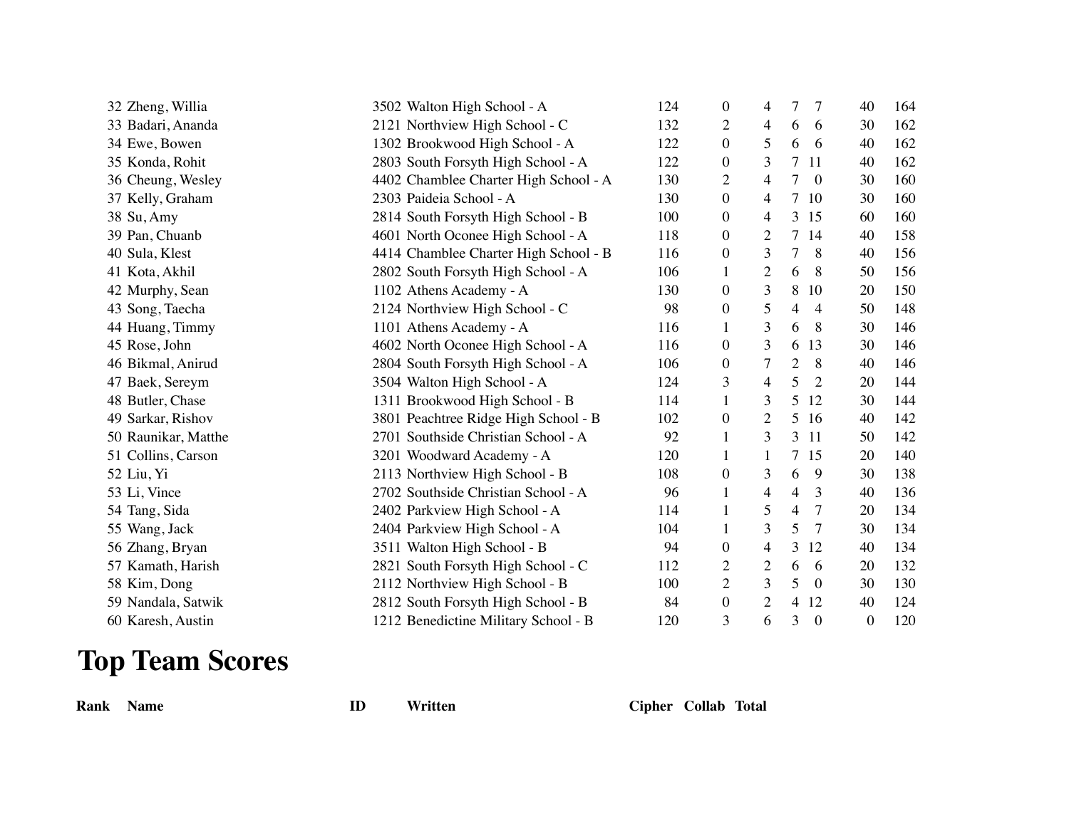| | | | | | | | | | |
|---|---|---|---|---|---|---|---|---|---|
| 32 | Zheng, Willia | 3502 Walton High School - A | 124 | 0 | 4 | 7 | 7 | 40 | 164 |
| 33 | Badari, Ananda | 2121 Northview High School - C | 132 | 2 | 4 | 6 | 6 | 30 | 162 |
| 34 | Ewe, Bowen | 1302 Brookwood High School - A | 122 | 0 | 5 | 6 | 6 | 40 | 162 |
| 35 | Konda, Rohit | 2803 South Forsyth High School - A | 122 | 0 | 3 | 7 | 11 | 40 | 162 |
| 36 | Cheung, Wesley | 4402 Chamblee Charter High School - A | 130 | 2 | 4 | 7 | 0 | 30 | 160 |
| 37 | Kelly, Graham | 2303 Paideia School - A | 130 | 0 | 4 | 7 | 10 | 30 | 160 |
| 38 | Su, Amy | 2814 South Forsyth High School - B | 100 | 0 | 4 | 3 | 15 | 60 | 160 |
| 39 | Pan, Chuanb | 4601 North Oconee High School - A | 118 | 0 | 2 | 7 | 14 | 40 | 158 |
| 40 | Sula, Klest | 4414 Chamblee Charter High School - B | 116 | 0 | 3 | 7 | 8 | 40 | 156 |
| 41 | Kota, Akhil | 2802 South Forsyth High School - A | 106 | 1 | 2 | 6 | 8 | 50 | 156 |
| 42 | Murphy, Sean | 1102 Athens Academy - A | 130 | 0 | 3 | 8 | 10 | 20 | 150 |
| 43 | Song, Taecha | 2124 Northview High School - C | 98 | 0 | 5 | 4 | 4 | 50 | 148 |
| 44 | Huang, Timmy | 1101 Athens Academy - A | 116 | 1 | 3 | 6 | 8 | 30 | 146 |
| 45 | Rose, John | 4602 North Oconee High School - A | 116 | 0 | 3 | 6 | 13 | 30 | 146 |
| 46 | Bikmal, Anirud | 2804 South Forsyth High School - A | 106 | 0 | 7 | 2 | 8 | 40 | 146 |
| 47 | Baek, Sereym | 3504 Walton High School - A | 124 | 3 | 4 | 5 | 2 | 20 | 144 |
| 48 | Butler, Chase | 1311 Brookwood High School - B | 114 | 1 | 3 | 5 | 12 | 30 | 144 |
| 49 | Sarkar, Rishov | 3801 Peachtree Ridge High School - B | 102 | 0 | 2 | 5 | 16 | 40 | 142 |
| 50 | Raunikar, Matthe | 2701 Southside Christian School - A | 92 | 1 | 3 | 3 | 11 | 50 | 142 |
| 51 | Collins, Carson | 3201 Woodward Academy - A | 120 | 1 | 1 | 7 | 15 | 20 | 140 |
| 52 | Liu, Yi | 2113 Northview High School - B | 108 | 0 | 3 | 6 | 9 | 30 | 138 |
| 53 | Li, Vince | 2702 Southside Christian School - A | 96 | 1 | 4 | 4 | 3 | 40 | 136 |
| 54 | Tang, Sida | 2402 Parkview High School - A | 114 | 1 | 5 | 4 | 7 | 20 | 134 |
| 55 | Wang, Jack | 2404 Parkview High School - A | 104 | 1 | 3 | 5 | 7 | 30 | 134 |
| 56 | Zhang, Bryan | 3511 Walton High School - B | 94 | 0 | 4 | 3 | 12 | 40 | 134 |
| 57 | Kamath, Harish | 2821 South Forsyth High School - C | 112 | 2 | 2 | 6 | 6 | 20 | 132 |
| 58 | Kim, Dong | 2112 Northview High School - B | 100 | 2 | 3 | 5 | 0 | 30 | 130 |
| 59 | Nandala, Satwik | 2812 South Forsyth High School - B | 84 | 0 | 2 | 4 | 12 | 40 | 124 |
| 60 | Karesh, Austin | 1212 Benedictine Military School - B | 120 | 3 | 6 | 3 | 0 | 0 | 120 |

# Top Team Scores

| Rank | Name | ID | Written | Cipher | Collab | Total |
|---|---|---|---|---|---|---|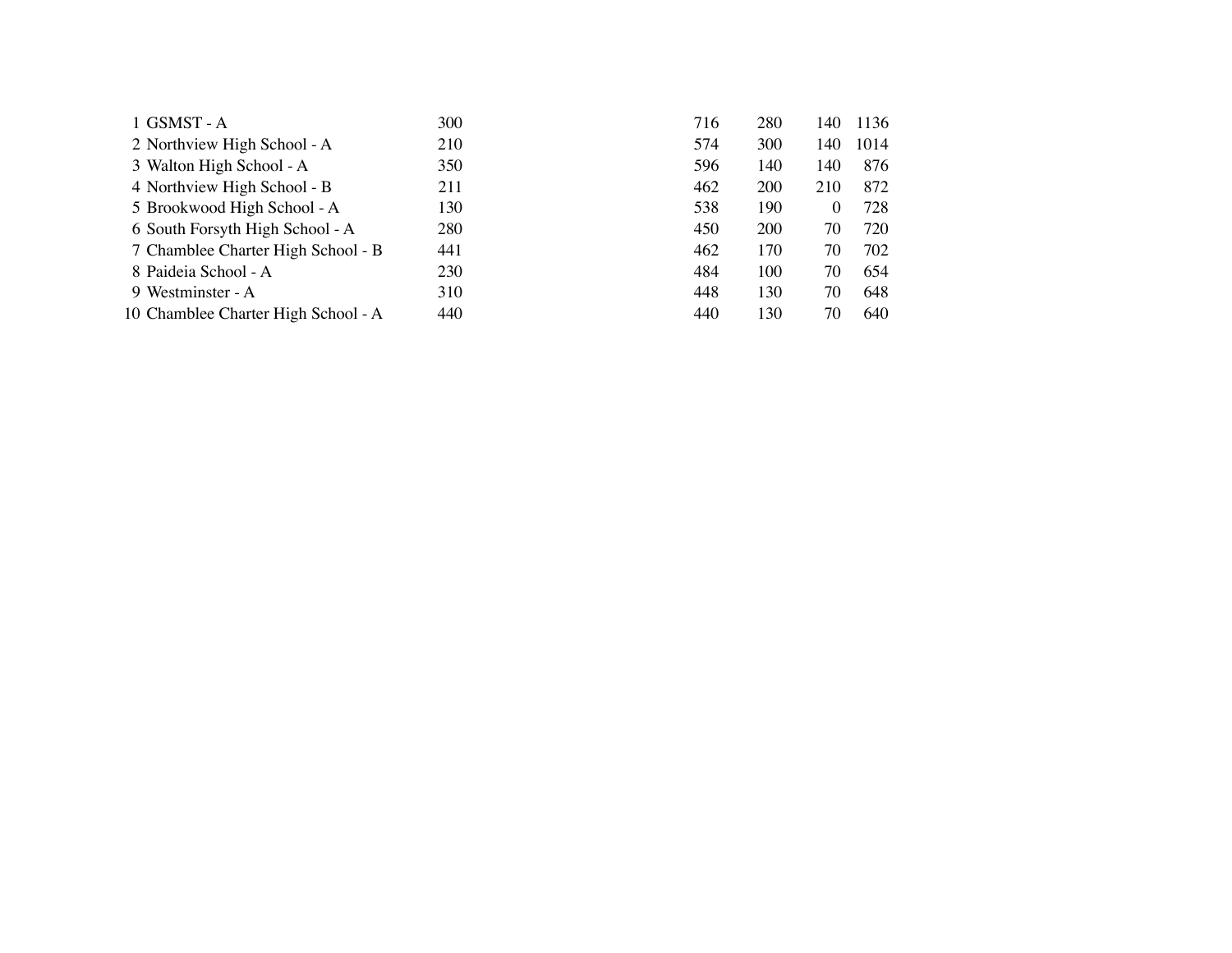| | | | | | | |
|---|---|---|---|---|---|---|
| 1 | GSMST - A | 300 | 716 | 280 | 140 | 1136 |
| 2 | Northview High School - A | 210 | 574 | 300 | 140 | 1014 |
| 3 | Walton High School - A | 350 | 596 | 140 | 140 | 876 |
| 4 | Northview High School - B | 211 | 462 | 200 | 210 | 872 |
| 5 | Brookwood High School - A | 130 | 538 | 190 | 0 | 728 |
| 6 | South Forsyth High School - A | 280 | 450 | 200 | 70 | 720 |
| 7 | Chamblee Charter High School - B | 441 | 462 | 170 | 70 | 702 |
| 8 | Paideia School - A | 230 | 484 | 100 | 70 | 654 |
| 9 | Westminster - A | 310 | 448 | 130 | 70 | 648 |
| 10 | Chamblee Charter High School - A | 440 | 440 | 130 | 70 | 640 |